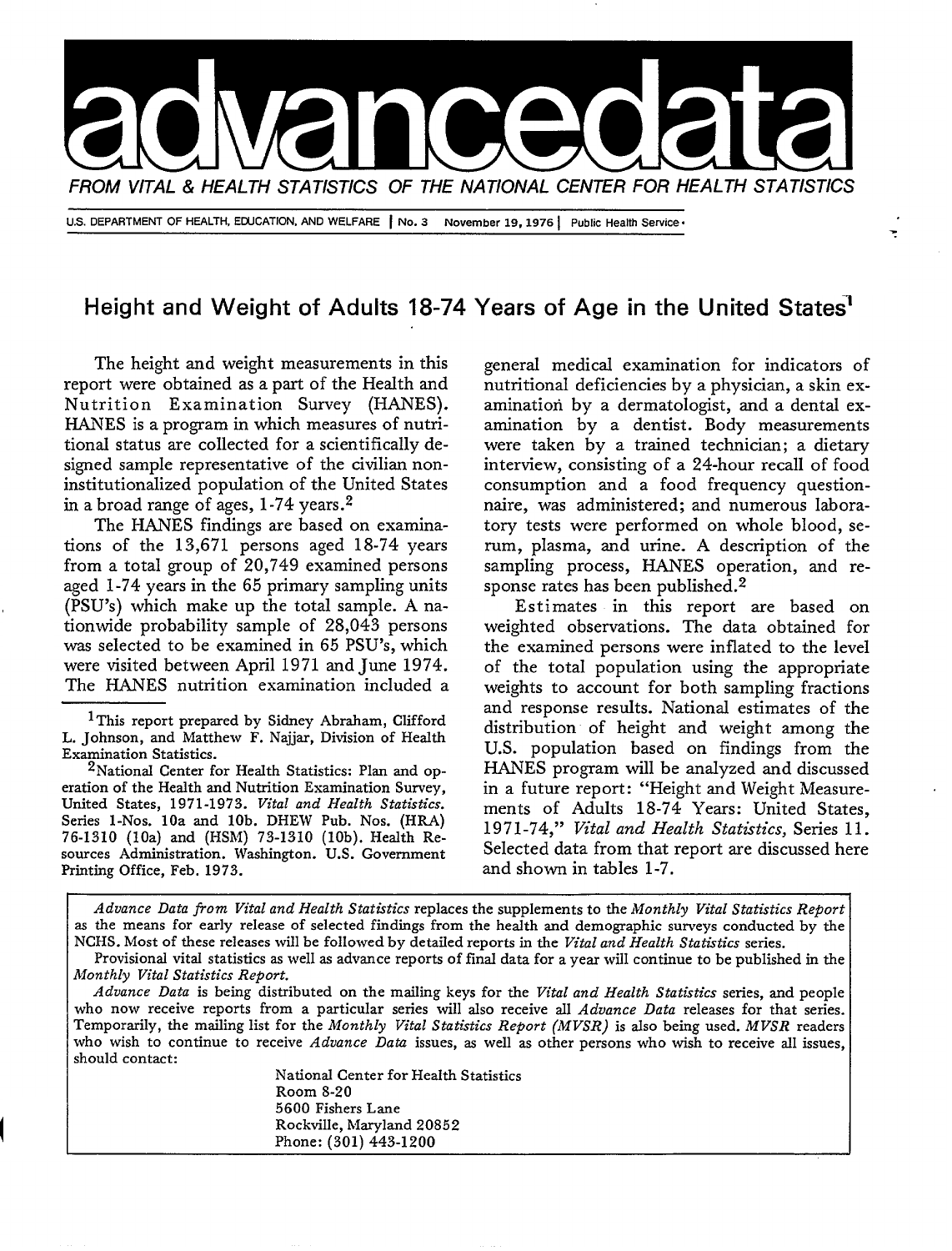# advancedata

*FROM VITAL & HEALTH STATISTICS OF THE NATIONAL CENTER FOR HEALTH STATISTICS*

U.S. DEPARTMENT OF HEALTH, EDUCATION, AND WELFARE | No. 3 November 19, 1976 | Public Health Service

## Height and Weight of Adults 18-74 Years of Age in the United States[1]

The height and weight measurements in this report were obtained as a part of the Health and Nutrition Examination Survey (HANES). HANES is a program in which measures of nutritional status are collected for a scientifically designed sample representative of the civilian noninstitutionalized population of the United States in a broad range of ages, 1-74 years.[2]

The HANES findings are based on examinations of the 13,671 persons aged 18-74 years from a total group of 20,749 examined persons aged 1-74 years in the 65 primary sampling units (PSU's) which make up the total sample. A nationwide probability sample of 28,043 persons was selected to be examined in 65 PSU's, which were visited between April 1971 and June 1974. The HANES nutrition examination included a general medical examination for indicators of nutritional deficiencies by a physician, a skin examination by a dermatologist, and a dental examination by a dentist. Body measurements were taken by a trained technician; a dietary interview, consisting of a 24-hour recall of food consumption and a food frequency questionnaire, was administered; and numerous laboratory tests were performed on whole blood, serum, plasma, and urine. A description of the sampling process, HANES operation, and response rates has been published.[2]

Estimates in this report are based on weighted observations. The data obtained for the examined persons were inflated to the level of the total population using the appropriate weights to account for both sampling fractions and response results. National estimates of the distribution of height and weight among the U.S. population based on findings from the HANES program will be analyzed and discussed in a future report: "Height and Weight Measurements of Adults 18-74 Years: United States, 1971-74," *Vital and Health Statistics,* Series 11. Selected data from that report are discussed here and shown in tables 1-7.

[1]This report prepared by Sidney Abraham, Clifford L. Johnson, and Matthew F. Najjar, Division of Health Examination Statistics.

[2]National Center for Health Statistics: Plan and operation of the Health and Nutrition Examination Survey, United States, 1971-1973. *Vital and Health Statistics.* Series 1-Nos. 10a and 10b. DHEW Pub. Nos. (HRA) 76-1310 (10a) and (HSM) 73-1310 (10b). Health Resources Administration. Washington. U.S. Government Printing Office, Feb. 1973.

---

*Advance Data from Vital and Health Statistics* replaces the supplements to the *Monthly Vital Statistics Report* as the means for early release of selected findings from the health and demographic surveys conducted by the NCHS. Most of these releases will be followed by detailed reports in the *Vital and Health Statistics* series.

Provisional vital statistics as well as advance reports of final data for a year will continue to be published in the *Monthly Vital Statistics Report.*

*Advance Data* is being distributed on the mailing keys for the *Vital and Health Statistics* series, and people who now receive reports from a particular series will also receive all *Advance Data* releases for that series. Temporarily, the mailing list for the *Monthly Vital Statistics Report (MVSR)* is also being used. *MVSR* readers who wish to continue to receive *Advance Data* issues, as well as other persons who wish to receive all issues, should contact:

National Center for Health Statistics
Room 8-20
5600 Fishers Lane
Rockville, Maryland 20852
Phone: (301) 443-1200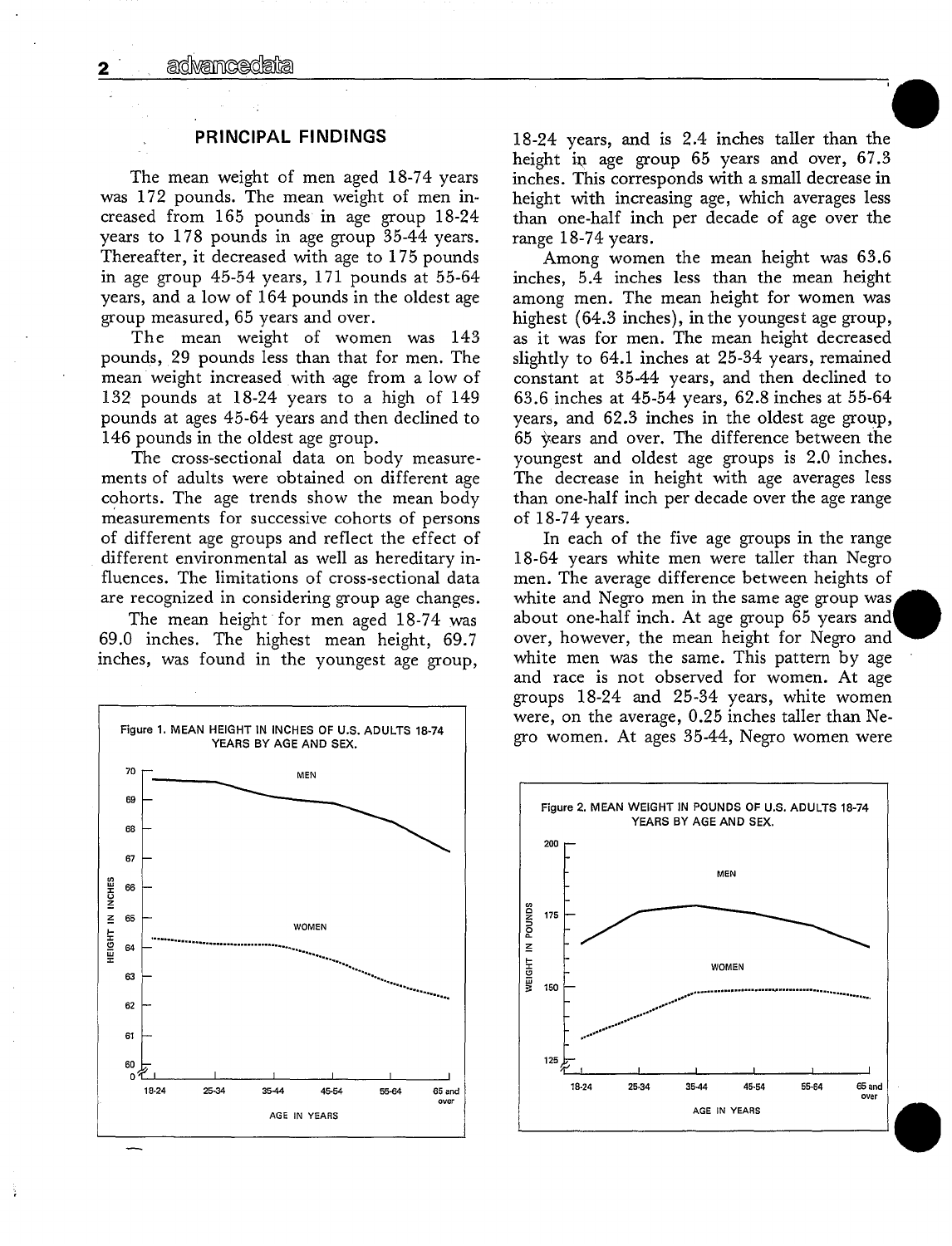## PRINCIPAL FINDINGS

The mean weight of men aged 18-74 years was 172 pounds. The mean weight of men increased from 165 pounds in age group 18-24 years to 178 pounds in age group 35-44 years. Thereafter, it decreased with age to 175 pounds in age group 45-54 years, 171 pounds at 55-64 years, and a low of 164 pounds in the oldest age group measured, 65 years and over.

The mean weight of women was 143 pounds, 29 pounds less than that for men. The mean weight increased with age from a low of 132 pounds at 18-24 years to a high of 149 pounds at ages 45-64 years and then declined to 146 pounds in the oldest age group.

The cross-sectional data on body measurements of adults were obtained on different age cohorts. The age trends show the mean body measurements for successive cohorts of persons of different age groups and reflect the effect of different environmental as well as hereditary influences. The limitations of cross-sectional data are recognized in considering group age changes.

The mean height for men aged 18-74 was 69.0 inches. The highest mean height, 69.7 inches, was found in the youngest age group, 18-24 years, and is 2.4 inches taller than the height in age group 65 years and over, 67.3 inches. This corresponds with a small decrease in height with increasing age, which averages less than one-half inch per decade of age over the range 18-74 years.

Among women the mean height was 63.6 inches, 5.4 inches less than the mean height among men. The mean height for women was highest (64.3 inches), in the youngest age group, as it was for men. The mean height decreased slightly to 64.1 inches at 25-34 years, remained constant at 35-44 years, and then declined to 63.6 inches at 45-54 years, 62.8 inches at 55-64 years, and 62.3 inches in the oldest age group, 65 years and over. The difference between the youngest and oldest age groups is 2.0 inches. The decrease in height with age averages less than one-half inch per decade over the age range of 18-74 years.

In each of the five age groups in the range 18-64 years white men were taller than Negro men. The average difference between heights of white and Negro men in the same age group was about one-half inch. At age group 65 years and over, however, the mean height for Negro and white men was the same. This pattern by age and race is not observed for women. At age groups 18-24 and 25-34 years, white women were, on the average, 0.25 inches taller than Negro women. At ages 35-44, Negro women were

Figure 1. MEAN HEIGHT IN INCHES OF U.S. ADULTS 18-74 YEARS BY AGE AND SEX.

Figure 2. MEAN WEIGHT IN POUNDS OF U.S. ADULTS 18-74 YEARS BY AGE AND SEX.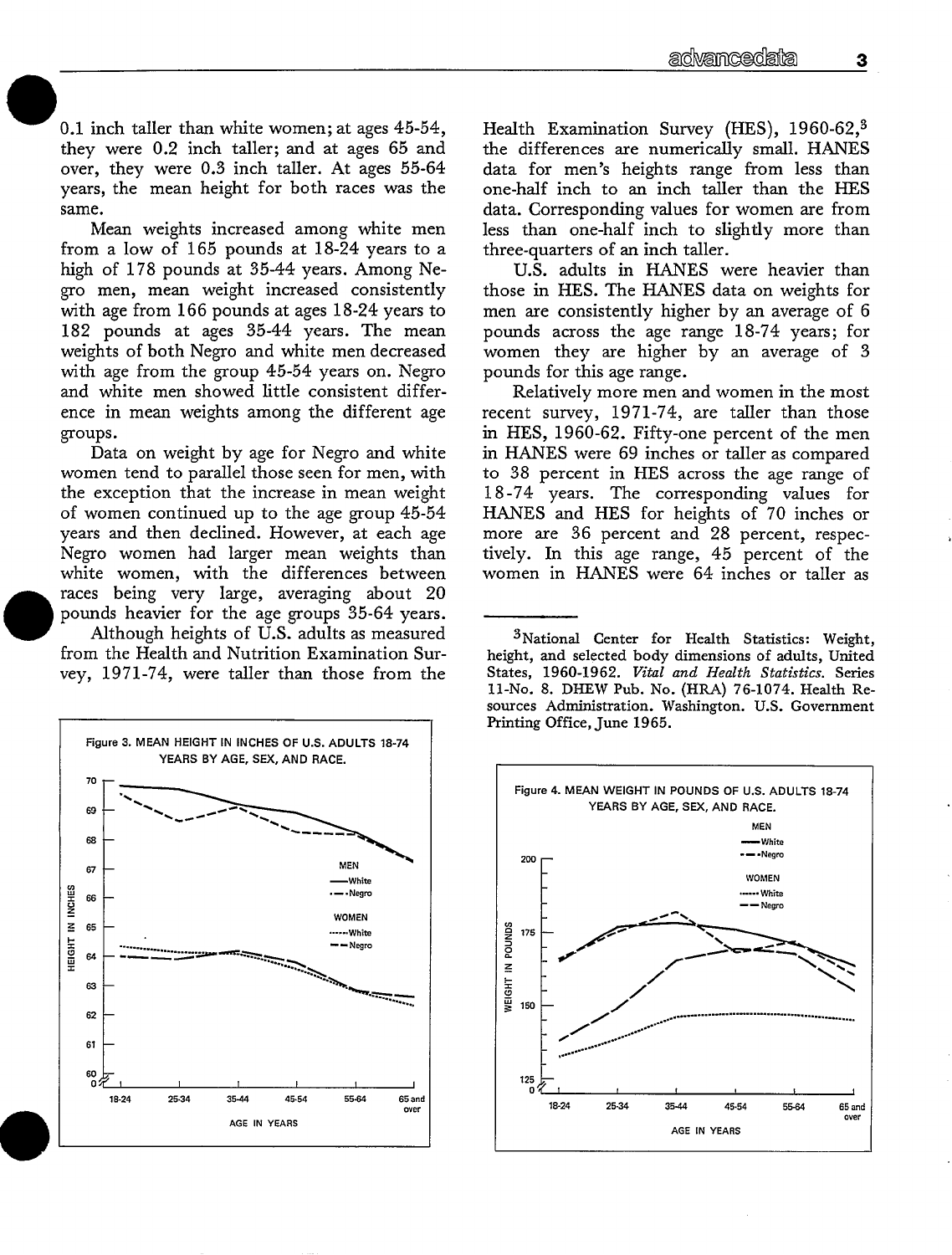0.1 inch taller than white women; at ages 45-54, they were 0.2 inch taller; and at ages 65 and over, they were 0.3 inch taller. At ages 55-64 years, the mean height for both races was the same.

Mean weights increased among white men from a low of 165 pounds at 18-24 years to a high of 178 pounds at 35-44 years. Among Negro men, mean weight increased consistently with age from 166 pounds at ages 18-24 years to 182 pounds at ages 35-44 years. The mean weights of both Negro and white men decreased with age from the group 45-54 years on. Negro and white men showed little consistent difference in mean weights among the different age groups.

Data on weight by age for Negro and white women tend to parallel those seen for men, with the exception that the increase in mean weight of women continued up to the age group 45-54 years and then declined. However, at each age Negro women had larger mean weights than white women, with the differences between races being very large, averaging about 20 pounds heavier for the age groups 35-64 years.

Although heights of U.S. adults as measured from the Health and Nutrition Examination Survey, 1971-74, were taller than those from the Health Examination Survey (HES), 1960-62,[3] the differences are numerically small. HANES data for men's heights range from less than one-half inch to an inch taller than the HES data. Corresponding values for women are from less than one-half inch to slightly more than three-quarters of an inch taller.

U.S. adults in HANES were heavier than those in HES. The HANES data on weights for men are consistently higher by an average of 6 pounds across the age range 18-74 years; for women they are higher by an average of 3 pounds for this age range.

Relatively more men and women in the most recent survey, 1971-74, are taller than those in HES, 1960-62. Fifty-one percent of the men in HANES were 69 inches or taller as compared to 38 percent in HES across the age range of 18-74 years. The corresponding values for HANES and HES for heights of 70 inches or more are 36 percent and 28 percent, respectively. In this age range, 45 percent of the women in HANES were 64 inches or taller as

[3]National Center for Health Statistics: Weight, height, and selected body dimensions of adults, United States, 1960-1962. *Vital and Health Statistics.* Series 11-No. 8. DHEW Pub. No. (HRA) 76-1074. Health Resources Administration. Washington. U.S. Government Printing Office, June 1965.

Figure 3. MEAN HEIGHT IN INCHES OF U.S. ADULTS 18-74 YEARS BY AGE, SEX, AND RACE.

Figure 4. MEAN WEIGHT IN POUNDS OF U.S. ADULTS 18-74 YEARS BY AGE, SEX, AND RACE.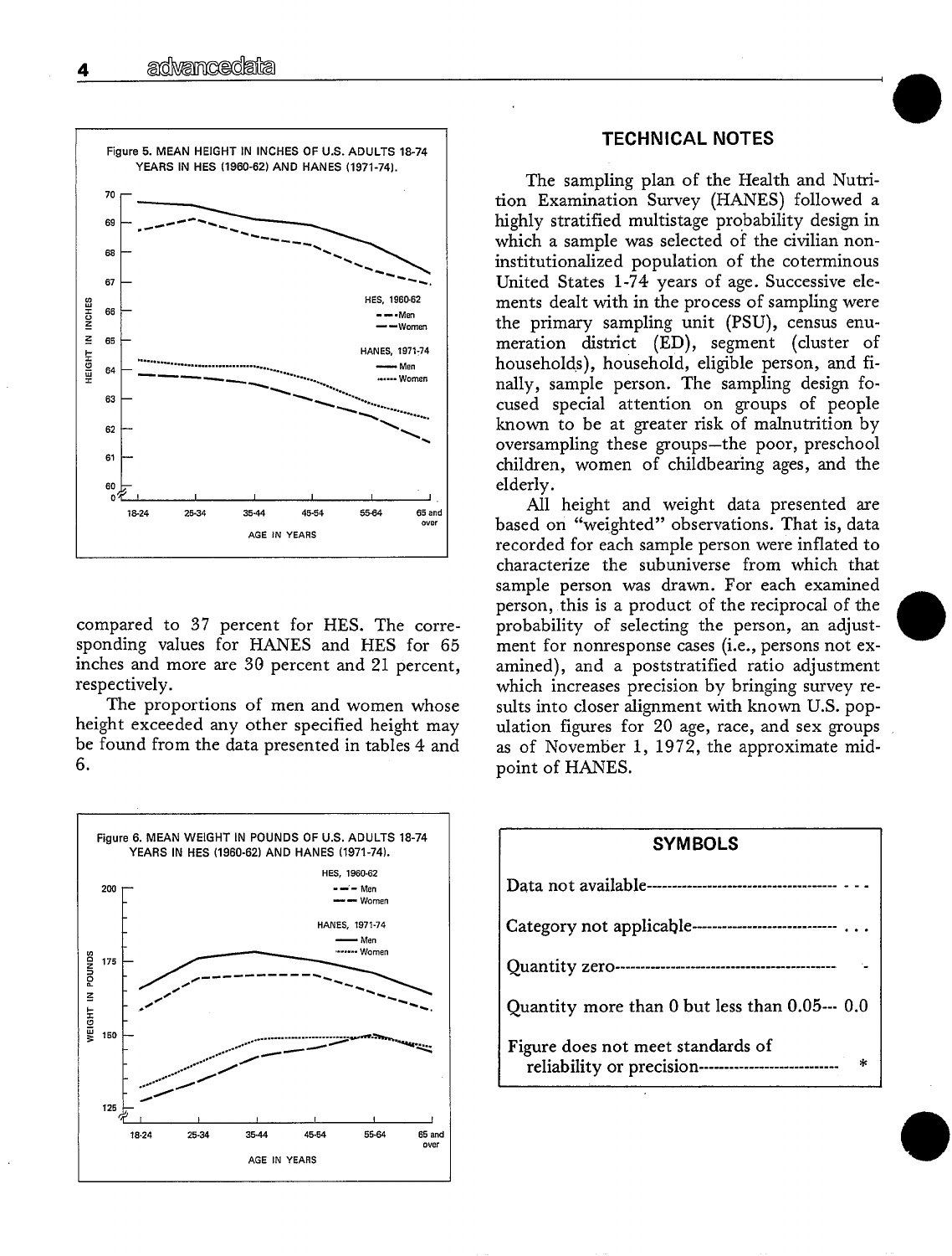Figure 5. MEAN HEIGHT IN INCHES OF U.S. ADULTS 18-74 YEARS IN HES (1960-62) AND HANES (1971-74).

compared to 37 percent for HES. The corresponding values for HANES and HES for 65 inches and more are 30 percent and 21 percent, respectively.

The proportions of men and women whose height exceeded any other specified height may be found from the data presented in tables 4 and 6.

Figure 6. MEAN WEIGHT IN POUNDS OF U.S. ADULTS 18-74 YEARS IN HES (1960-62) AND HANES (1971-74).

## TECHNICAL NOTES

The sampling plan of the Health and Nutrition Examination Survey (HANES) followed a highly stratified multistage probability design in which a sample was selected of the civilian noninstitutionalized population of the coterminous United States 1-74 years of age. Successive elements dealt with in the process of sampling were the primary sampling unit (PSU), census enumeration district (ED), segment (cluster of households), household, eligible person, and finally, sample person. The sampling design focused special attention on groups of people known to be at greater risk of malnutrition by oversampling these groups—the poor, preschool children, women of childbearing ages, and the elderly.

All height and weight data presented are based on "weighted" observations. That is, data recorded for each sample person were inflated to characterize the subuniverse from which that sample person was drawn. For each examined person, this is a product of the reciprocal of the probability of selecting the person, an adjustment for nonresponse cases (i.e., persons not examined), and a poststratified ratio adjustment which increases precision by bringing survey results into closer alignment with known U.S. population figures for 20 age, race, and sex groups as of November 1, 1972, the approximate midpoint of HANES.

### SYMBOLS

| | |
|---|---|
| Data not available | --- |
| Category not applicable | . . . |
| Quantity zero | - |
| Quantity more than 0 but less than 0.05 | 0.0 |
| Figure does not meet standards of reliability or precision | * |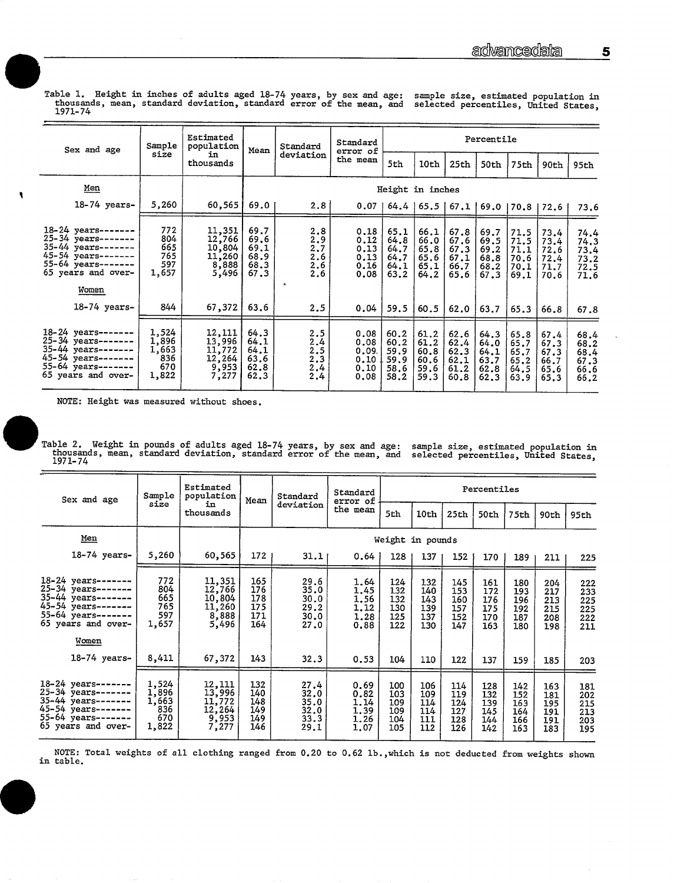Table 1. Height in inches of adults aged 18-74 years, by sex and age: sample size, estimated population in thousands, mean, standard deviation, standard error of the mean, and selected percentiles, United States, 1971-74

| Sex and age | Sample size | Estimated population in thousands | Mean | Standard deviation | Standard error of the mean | Percentile | | | | | | |
|---|---|---|---|---|---|---|---|---|---|---|---|---|
| | | | | | | 5th | 10th | 25th | 50th | 75th | 90th | 95th |
| **Men** | | | Height in inches | | | | | | | | | |
| 18-74 years | 5,260 | 60,565 | 69.0 | 2.8 | 0.07 | 64.4 | 65.5 | 67.1 | 69.0 | 70.8 | 72.6 | 73.6 |
| 18-24 years | 772 | 11,351 | 69.7 | 2.8 | 0.18 | 65.1 | 66.1 | 67.8 | 69.7 | 71.5 | 73.4 | 74.4 |
| 25-34 years | 804 | 12,766 | 69.6 | 2.9 | 0.12 | 64.8 | 66.0 | 67.6 | 69.5 | 71.5 | 73.4 | 74.3 |
| 35-44 years | 665 | 10,804 | 69.1 | 2.7 | 0.13 | 64.7 | 65.8 | 67.3 | 69.2 | 71.1 | 72.6 | 73.4 |
| 45-54 years | 765 | 11,260 | 68.9 | 2.6 | 0.13 | 64.7 | 65.6 | 67.1 | 68.8 | 70.6 | 72.4 | 73.2 |
| 55-64 years | 597 | 8,888 | 68.3 | 2.6 | 0.16 | 64.1 | 65.1 | 66.7 | 68.2 | 70.1 | 71.7 | 72.5 |
| 65 years and over | 1,657 | 5,496 | 67.3 | 2.6 | 0.08 | 63.2 | 64.2 | 65.6 | 67.3 | 69.1 | 70.6 | 71.6 |
| **Women** | | | | | | | | | | | | |
| 18-74 years | 844 | 67,372 | 63.6 | 2.5 | 0.04 | 59.5 | 60.5 | 62.0 | 63.7 | 65.3 | 66.8 | 67.8 |
| 18-24 years | 1,524 | 12,111 | 64.3 | 2.5 | 0.08 | 60.2 | 61.2 | 62.6 | 64.3 | 65.8 | 67.4 | 68.4 |
| 25-34 years | 1,896 | 13,996 | 64.1 | 2.4 | 0.08 | 60.2 | 61.2 | 62.4 | 64.0 | 65.7 | 67.3 | 68.2 |
| 35-44 years | 1,663 | 11,772 | 64.1 | 2.5 | 0.09 | 59.9 | 60.8 | 62.3 | 64.1 | 65.7 | 67.3 | 68.4 |
| 45-54 years | 836 | 12,264 | 63.6 | 2.3 | 0.10 | 59.9 | 60.6 | 62.1 | 63.7 | 65.2 | 66.7 | 67.3 |
| 55-64 years | 670 | 9,953 | 62.8 | 2.4 | 0.10 | 58.6 | 59.6 | 61.2 | 62.8 | 64.5 | 65.6 | 66.6 |
| 65 years and over | 1,822 | 7,277 | 62.3 | 2.4 | 0.08 | 58.2 | 59.3 | 60.8 | 62.3 | 63.9 | 65.3 | 66.2 |

NOTE: Height was measured without shoes.

Table 2. Weight in pounds of adults aged 18-74 years, by sex and age: sample size, estimated population in thousands, mean, standard deviation, standard error of the mean, and selected percentiles, United States, 1971-74

| Sex and age | Sample size | Estimated population in thousands | Mean | Standard deviation | Standard error of the mean | Percentiles | | | | | | |
|---|---|---|---|---|---|---|---|---|---|---|---|---|
| | | | | | | 5th | 10th | 25th | 50th | 75th | 90th | 95th |
| **Men** | | | Weight in pounds | | | | | | | | | |
| 18-74 years | 5,260 | 60,565 | 172 | 31.1 | 0.64 | 128 | 137 | 152 | 170 | 189 | 211 | 225 |
| 18-24 years | 772 | 11,351 | 165 | 29.6 | 1.64 | 124 | 132 | 145 | 161 | 180 | 204 | 222 |
| 25-34 years | 804 | 12,766 | 176 | 35.0 | 1.45 | 132 | 140 | 153 | 172 | 193 | 217 | 233 |
| 35-44 years | 665 | 10,804 | 178 | 30.0 | 1.56 | 132 | 143 | 160 | 176 | 196 | 213 | 225 |
| 45-54 years | 765 | 11,260 | 175 | 29.2 | 1.12 | 130 | 139 | 157 | 175 | 192 | 215 | 225 |
| 55-64 years | 597 | 8,888 | 171 | 30.0 | 1.28 | 125 | 137 | 152 | 170 | 187 | 208 | 222 |
| 65 years and over | 1,657 | 5,496 | 164 | 27.0 | 0.88 | 122 | 130 | 147 | 163 | 180 | 198 | 211 |
| **Women** | | | | | | | | | | | | |
| 18-74 years | 8,411 | 67,372 | 143 | 32.3 | 0.53 | 104 | 110 | 122 | 137 | 159 | 185 | 203 |
| 18-24 years | 1,524 | 12,111 | 132 | 27.4 | 0.69 | 100 | 106 | 114 | 128 | 142 | 163 | 181 |
| 25-34 years | 1,896 | 13,996 | 140 | 32.0 | 0.82 | 103 | 109 | 119 | 132 | 152 | 181 | 202 |
| 35-44 years | 1,663 | 11,772 | 148 | 35.0 | 1.14 | 109 | 114 | 124 | 139 | 163 | 195 | 215 |
| 45-54 years | 836 | 12,264 | 149 | 32.0 | 1.39 | 109 | 114 | 127 | 145 | 164 | 191 | 213 |
| 55-64 years | 670 | 9,953 | 149 | 33.3 | 1.26 | 104 | 111 | 128 | 144 | 166 | 191 | 203 |
| 65 years and over | 1,822 | 7,277 | 146 | 29.1 | 1.07 | 105 | 112 | 126 | 142 | 163 | 183 | 195 |

NOTE: Total weights of all clothing ranged from 0.20 to 0.62 lb., which is not deducted from weights shown in table.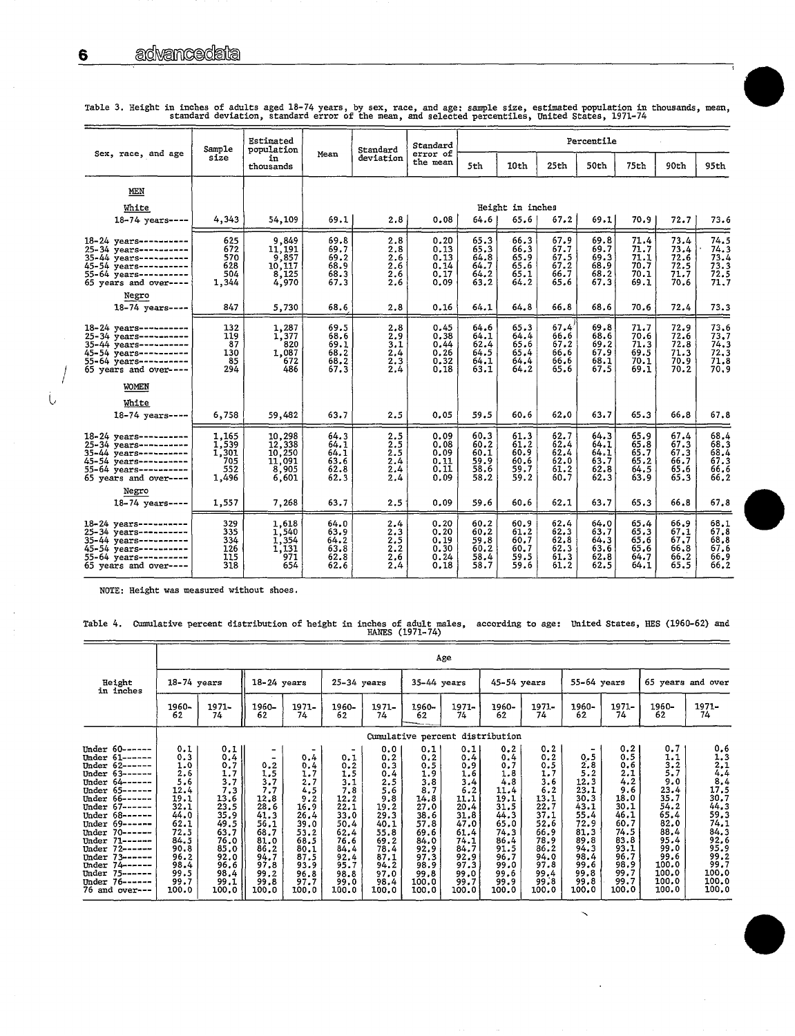Table 3. Height in inches of adults aged 18-74 years, by sex, race, and age: sample size, estimated population in thousands, mean, standard deviation, standard error of the mean, and selected percentiles, United States, 1971-74

| Sex, race, and age | Sample size | Estimated population in thousands | Mean | Standard deviation | Standard error of the mean | 5th | 10th | 25th | 50th | 75th | 90th | 95th |
|---|---|---|---|---|---|---|---|---|---|---|---|---|
| | | | | | | Percentile | | | | | | |
| MEN | | | | | | | | | | | | |
| White | | | | | | Height in inches | | | | | | |
| 18-74 years | 4,343 | 54,109 | 69.1 | 2.8 | 0.08 | 64.6 | 65.6 | 67.2 | 69.1 | 70.9 | 72.7 | 73.6 |
| 18-24 years | 625 | 9,849 | 69.8 | 2.8 | 0.20 | 65.3 | 66.3 | 67.9 | 69.8 | 71.4 | 73.4 | 74.5 |
| 25-34 years | 672 | 11,191 | 69.7 | 2.8 | 0.13 | 65.3 | 66.3 | 67.7 | 69.7 | 71.7 | 73.4 | 74.3 |
| 35-44 years | 570 | 9,857 | 69.2 | 2.6 | 0.13 | 64.8 | 65.9 | 67.5 | 69.3 | 71.1 | 72.6 | 73.4 |
| 45-54 years | 628 | 10,117 | 68.9 | 2.6 | 0.14 | 64.7 | 65.6 | 67.2 | 68.9 | 70.7 | 72.5 | 73.3 |
| 55-64 years | 504 | 8,125 | 68.3 | 2.6 | 0.17 | 64.2 | 65.1 | 66.7 | 68.2 | 70.1 | 71.7 | 72.5 |
| 65 years and over | 1,344 | 4,970 | 67.3 | 2.6 | 0.09 | 63.2 | 64.2 | 65.6 | 67.3 | 69.1 | 70.6 | 71.7 |
| Negro | | | | | | | | | | | | |
| 18-74 years | 847 | 5,730 | 68.6 | 2.8 | 0.16 | 64.1 | 64.8 | 66.8 | 68.6 | 70.6 | 72.4 | 73.3 |
| 18-24 years | 132 | 1,287 | 69.5 | 2.8 | 0.45 | 64.6 | 65.3 | 67.4 | 69.8 | 71.7 | 72.9 | 73.6 |
| 25-34 years | 119 | 1,377 | 68.6 | 2.9 | 0.38 | 64.1 | 64.4 | 66.6 | 68.6 | 70.6 | 72.6 | 73.7 |
| 35-44 years | 87 | 820 | 69.1 | 3.1 | 0.44 | 62.4 | 65.6 | 67.2 | 69.2 | 71.3 | 72.8 | 74.3 |
| 45-54 years | 130 | 1,087 | 68.2 | 2.4 | 0.26 | 64.5 | 65.4 | 66.6 | 67.9 | 69.5 | 71.3 | 72.3 |
| 55-64 years | 85 | 672 | 68.2 | 2.3 | 0.32 | 64.1 | 64.4 | 66.6 | 68.1 | 70.1 | 70.9 | 71.8 |
| 65 years and over | 294 | 486 | 67.3 | 2.4 | 0.18 | 63.1 | 64.2 | 65.6 | 67.5 | 69.1 | 70.2 | 70.9 |
| WOMEN | | | | | | | | | | | | |
| White | | | | | | | | | | | | |
| 18-74 years | 6,758 | 59,482 | 63.7 | 2.5 | 0.05 | 59.5 | 60.6 | 62.0 | 63.7 | 65.3 | 66.8 | 67.8 |
| 18-24 years | 1,165 | 10,298 | 64.3 | 2.5 | 0.09 | 60.3 | 61.3 | 62.7 | 64.3 | 65.9 | 67.4 | 68.4 |
| 25-34 years | 1,539 | 12,338 | 64.1 | 2.5 | 0.08 | 60.2 | 61.2 | 62.4 | 64.1 | 65.8 | 67.3 | 68.3 |
| 35-44 years | 1,301 | 10,250 | 64.1 | 2.5 | 0.09 | 60.1 | 60.9 | 62.4 | 64.1 | 65.7 | 67.3 | 68.4 |
| 45-54 years | 705 | 11,091 | 63.6 | 2.4 | 0.11 | 59.9 | 60.6 | 62.0 | 63.7 | 65.2 | 66.7 | 67.3 |
| 55-64 years | 552 | 8,905 | 62.8 | 2.4 | 0.11 | 58.6 | 59.7 | 61.2 | 62.8 | 64.5 | 65.6 | 66.6 |
| 65 years and over | 1,496 | 6,601 | 62.3 | 2.4 | 0.09 | 58.2 | 59.2 | 60.7 | 62.3 | 63.9 | 65.3 | 66.2 |
| Negro | | | | | | | | | | | | |
| 18-74 years | 1,557 | 7,268 | 63.7 | 2.5 | 0.09 | 59.6 | 60.6 | 62.1 | 63.7 | 65.3 | 66.8 | 67.8 |
| 18-24 years | 329 | 1,618 | 64.0 | 2.4 | 0.20 | 60.2 | 60.9 | 62.4 | 64.0 | 65.4 | 66.9 | 68.1 |
| 25-34 years | 335 | 1,540 | 63.9 | 2.3 | 0.20 | 60.2 | 61.2 | 62.3 | 63.7 | 65.3 | 67.1 | 67.8 |
| 35-44 years | 334 | 1,354 | 64.2 | 2.5 | 0.19 | 59.8 | 60.7 | 62.8 | 64.3 | 65.6 | 67.7 | 68.8 |
| 45-54 years | 126 | 1,131 | 63.8 | 2.2 | 0.30 | 60.2 | 60.7 | 62.3 | 63.6 | 65.6 | 66.8 | 67.6 |
| 55-64 years | 115 | 971 | 62.8 | 2.6 | 0.24 | 58.4 | 59.5 | 61.3 | 62.8 | 64.7 | 66.2 | 66.9 |
| 65 years and over | 318 | 654 | 62.6 | 2.4 | 0.18 | 58.7 | 59.6 | 61.2 | 62.5 | 64.1 | 65.5 | 66.2 |

NOTE: Height was measured without shoes.

Table 4. Cumulative percent distribution of height in inches of adult males, according to age: United States, HES (1960-62) and HANES (1971-74)

| Height in inches | 18-74 years | | 18-24 years | | 25-34 years | | 35-44 years | | 45-54 years | | 55-64 years | | 65 years and over | |
|---|---|---|---|---|---|---|---|---|---|---|---|---|---|---|
| | 1960-62 | 1971-74 | 1960-62 | 1971-74 | 1960-62 | 1971-74 | 1960-62 | 1971-74 | 1960-62 | 1971-74 | 1960-62 | 1971-74 | 1960-62 | 1971-74 |
| | Cumulative percent distribution | | | | | | | | | | | | | |
| Under 60 | 0.1 | 0.1 | - | - | - | 0.0 | 0.1 | 0.1 | 0.2 | 0.2 | - | 0.2 | 0.7 | 0.6 |
| Under 61 | 0.3 | 0.4 | - | 0.4 | 0.1 | 0.2 | 0.2 | 0.4 | 0.4 | 0.2 | 0.5 | 0.5 | 1.1 | 1.3 |
| Under 62 | 1.0 | 0.7 | 0.2 | 0.4 | 0.2 | 0.3 | 0.5 | 0.9 | 0.7 | 0.5 | 2.8 | 0.6 | 3.2 | 2.1 |
| Under 63 | 2.6 | 1.7 | 1.5 | 1.7 | 1.5 | 0.4 | 1.9 | 1.6 | 1.8 | 1.7 | 5.2 | 2.1 | 5.7 | 4.4 |
| Under 64 | 5.6 | 3.7 | 3.7 | 2.7 | 3.1 | 2.5 | 3.8 | 3.4 | 4.8 | 3.6 | 12.3 | 4.2 | 9.0 | 8.4 |
| Under 65 | 12.4 | 7.3 | 7.7 | 4.5 | 7.8 | 5.6 | 8.7 | 6.2 | 11.4 | 6.2 | 23.1 | 9.6 | 23.4 | 17.5 |
| Under 66 | 19.1 | 13.6 | 12.8 | 9.2 | 12.2 | 9.8 | 14.8 | 11.1 | 19.1 | 13.1 | 30.3 | 18.0 | 35.7 | 30.7 |
| Under 67 | 32.1 | 23.5 | 28.6 | 16.9 | 22.1 | 19.2 | 27.0 | 20.4 | 31.5 | 22.7 | 43.1 | 30.1 | 54.2 | 44.3 |
| Under 68 | 44.0 | 35.9 | 41.3 | 26.4 | 33.0 | 29.3 | 38.6 | 31.8 | 44.3 | 37.1 | 55.4 | 46.1 | 65.4 | 59.3 |
| Under 69 | 62.1 | 49.5 | 56.1 | 39.0 | 50.4 | 40.1 | 57.8 | 47.0 | 65.0 | 52.6 | 72.9 | 60.7 | 82.0 | 74.1 |
| Under 70 | 72.3 | 63.7 | 68.7 | 53.2 | 62.4 | 55.8 | 69.6 | 61.4 | 74.3 | 66.9 | 81.3 | 74.5 | 88.4 | 84.3 |
| Under 71 | 84.3 | 76.0 | 81.0 | 68.5 | 76.6 | 69.2 | 84.0 | 74.1 | 86.4 | 78.9 | 89.8 | 83.8 | 95.4 | 92.6 |
| Under 72 | 90.8 | 85.0 | 86.2 | 80.1 | 84.4 | 78.4 | 92.9 | 84.7 | 91.5 | 86.2 | 94.3 | 93.1 | 99.0 | 95.9 |
| Under 73 | 96.2 | 92.0 | 94.7 | 87.5 | 92.4 | 87.1 | 97.3 | 92.9 | 96.7 | 94.0 | 98.4 | 96.7 | 99.6 | 99.2 |
| Under 74 | 98.4 | 96.6 | 97.8 | 93.9 | 95.7 | 94.2 | 98.9 | 97.3 | 99.0 | 97.8 | 99.6 | 98.9 | 100.0 | 99.7 |
| Under 75 | 99.5 | 98.4 | 99.2 | 96.8 | 98.8 | 97.0 | 99.8 | 99.0 | 99.6 | 99.4 | 99.8 | 99.7 | 100.0 | 100.0 |
| Under 76 | 99.7 | 99.1 | 99.8 | 97.7 | 99.0 | 98.4 | 100.0 | 99.7 | 99.9 | 99.8 | 99.8 | 99.7 | 100.0 | 100.0 |
| 76 and over | 100.0 | 100.0 | 100.0 | 100.0 | 100.0 | 100.0 | 100.0 | 100.0 | 100.0 | 100.0 | 100.0 | 100.0 | 100.0 | 100.0 |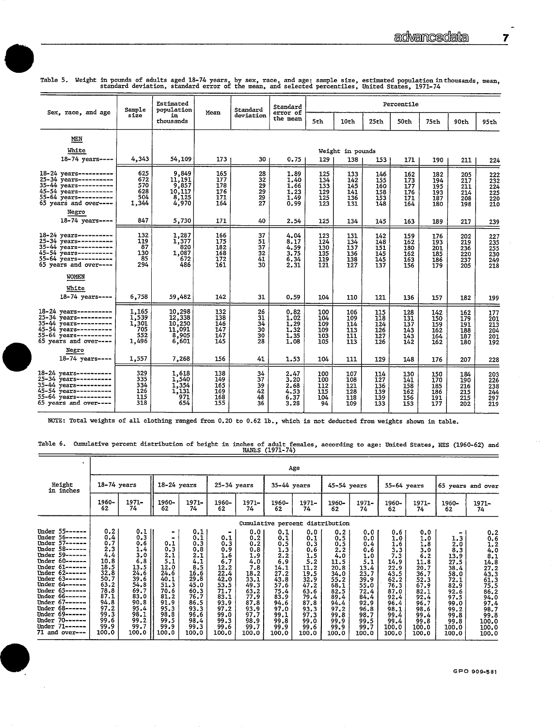Table 5. Weight in pounds of adults aged 18-74 years, by sex, race, and age: sample size, estimated population in thousands, mean, standard deviation, standard error of the mean, and selected percentiles, United States, 1971-74

| Sex, race, and age | Sample size | Estimated population in thousands | Mean | Standard deviation | Standard error of the mean | Percentile | | | | | | |
|---|---|---|---|---|---|---|---|---|---|---|---|---|
| | | | | | | 5th | 10th | 25th | 50th | 75th | 90th | 95th |
| MEN | | | | | | | | | | | | |
| White | | | | | | Weight in pounds | | | | | | |
| 18-74 years---- | 4,343 | 54,109 | 173 | 30 | 0.75 | 129 | 138 | 153 | 171 | 190 | 211 | 224 |
| 18-24 years---------- | 625 | 9,849 | 165 | 28 | 1.89 | 125 | 133 | 146 | 162 | 182 | 205 | 222 |
| 25-34 years---------- | 672 | 11,191 | 177 | 32 | 1.40 | 134 | 142 | 155 | 173 | 194 | 217 | 232 |
| 35-44 years---------- | 570 | 9,857 | 178 | 29 | 1.66 | 133 | 145 | 160 | 177 | 195 | 211 | 224 |
| 45-54 years---------- | 628 | 10,117 | 176 | 29 | 1.23 | 129 | 141 | 158 | 176 | 193 | 214 | 225 |
| 55-64 years---------- | 504 | 8,125 | 171 | 29 | 1.49 | 125 | 136 | 153 | 171 | 187 | 208 | 220 |
| 65 years and over---- | 1,344 | 4,970 | 164 | 27 | 0.99 | 123 | 131 | 148 | 164 | 180 | 198 | 210 |
| Negro | | | | | | | | | | | | |
| 18-74 years---- | 847 | 5,730 | 171 | 40 | 2.54 | 125 | 134 | 145 | 163 | 189 | 217 | 239 |
| 18-24 years---------- | 132 | 1,287 | 166 | 37 | 4.04 | 123 | 131 | 142 | 159 | 176 | 202 | 227 |
| 25-34 years---------- | 119 | 1,377 | 175 | 51 | 8.17 | 124 | 134 | 148 | 162 | 193 | 219 | 235 |
| 35-44 years---------- | 87 | 820 | 182 | 37 | 4.59 | 130 | 137 | 151 | 180 | 201 | 236 | 255 |
| 45-54 years---------- | 130 | 1,087 | 168 | 32 | 3.75 | 135 | 136 | 145 | 162 | 185 | 220 | 230 |
| 55-64 years---------- | 85 | 672 | 172 | 41 | 6.34 | 119 | 138 | 145 | 163 | 186 | 237 | 249 |
| 65 years and over---- | 294 | 486 | 161 | 30 | 2.31 | 121 | 127 | 137 | 156 | 179 | 205 | 218 |
| WOMEN | | | | | | | | | | | | |
| White | | | | | | | | | | | | |
| 18-74 years---- | 6,758 | 59,482 | 142 | 31 | 0.59 | 104 | 110 | 121 | 136 | 157 | 182 | 199 |
| 18-24 years---------- | 1,165 | 10,298 | 132 | 26 | 0.82 | 100 | 106 | 115 | 128 | 142 | 162 | 177 |
| 25-34 years---------- | 1,539 | 12,338 | 138 | 31 | 1.02 | 104 | 109 | 118 | 131 | 150 | 179 | 201 |
| 35-44 years---------- | 1,301 | 10,250 | 146 | 34 | 1.29 | 109 | 114 | 124 | 137 | 159 | 191 | 213 |
| 45-54 years---------- | 705 | 11,091 | 147 | 30 | 1.32 | 109 | 113 | 126 | 143 | 162 | 188 | 204 |
| 55-64 years---------- | 552 | 8,905 | 147 | 30 | 1.35 | 103 | 111 | 127 | 143 | 164 | 187 | 201 |
| 65 years and over---- | 1,496 | 6,601 | 145 | 28 | 1.08 | 105 | 113 | 126 | 142 | 162 | 180 | 192 |
| Negro | | | | | | | | | | | | |
| 18-74 years---- | 1,557 | 7,268 | 156 | 41 | 1.53 | 104 | 111 | 129 | 148 | 176 | 207 | 228 |
| 18-24 years---------- | 329 | 1,618 | 138 | 34 | 2.47 | 100 | 107 | 114 | 130 | 150 | 184 | 203 |
| 25-34 years---------- | 335 | 1,540 | 149 | 37 | 3.20 | 100 | 108 | 127 | 141 | 170 | 190 | 226 |
| 35-44 years---------- | 334 | 1,354 | 165 | 39 | 2.68 | 112 | 121 | 136 | 158 | 185 | 216 | 238 |
| 45-54 years---------- | 126 | 1,131 | 169 | 42 | 4.53 | 115 | 128 | 139 | 162 | 186 | 215 | 244 |
| 55-64 years---------- | 115 | 971 | 168 | 48 | 6.37 | 104 | 118 | 139 | 156 | 191 | 215 | 297 |
| 65 years and over---- | 318 | 654 | 155 | 36 | 3.28 | 94 | 109 | 133 | 153 | 177 | 202 | 219 |

NOTE: Total weights of all clothing ranged from 0.20 to 0.62 lb., which is not deducted from weights shown in table.

Table 6. Cumulative percent distribution of height in inches of adult females, according to age: United States, HES (1960-62) and HANES (1971-74)

| Height in inches | Age | | | | | | | | | | | | | |
|---|---|---|---|---|---|---|---|---|---|---|---|---|---|---|
| | 18-74 years | | 18-24 years | | 25-34 years | | 35-44 years | | 45-54 years | | 55-64 years | | 65 years and over | |
| | 1960-62 | 1971-74 | 1960-62 | 1971-74 | 1960-62 | 1971-74 | 1960-62 | 1971-74 | 1960-62 | 1971-74 | 1960-62 | 1971-74 | 1960-62 | 1971-74 |
| | Cumulative percent distribution | | | | | | | | | | | | | |
| Under 55------ | 0.2 | 0.1 | - | 0.1 | - | 0.0 | 0.1 | 0.0 | 0.2 | 0.0 | 0.6 | 0.0 | - | 0.2 |
| Under 56------ | 0.4 | 0.3 | - | 0.1 | 0.1 | 0.2 | 0.1 | 0.1 | 0.5 | 0.0 | 1.0 | 1.0 | 1.3 | 0.6 |
| Under 57------ | 0.7 | 0.6 | 0.1 | 0.3 | 0.3 | 0.2 | 0.5 | 0.3 | 0.5 | 0.4 | 1.6 | 1.8 | 2.0 | 1.2 |
| Under 58------ | 2.3 | 1.4 | 0.3 | 0.8 | 0.9 | 0.8 | 1.3 | 0.6 | 2.2 | 0.6 | 3.3 | 3.0 | 8.3 | 4.0 |
| Under 59------ | 4.4 | 3.0 | 2.1 | 2.1 | 1.6 | 1.9 | 2.2 | 1.5 | 4.0 | 1.0 | 7.3 | 6.2 | 13.9 | 8.1 |
| Under 60------ | 10.8 | 6.8 | 5.1 | 4.1 | 6.7 | 4.0 | 6.9 | 5.2 | 11.5 | 5.1 | 14.9 | 11.8 | 27.5 | 14.8 |
| Under 61------ | 18.5 | 13.5 | 12.0 | 8.5 | 12.2 | 7.8 | 14.1 | 11.2 | 20.8 | 13.4 | 22.9 | 20.7 | 38.4 | 27.2 |
| Under 62------ | 32.8 | 24.6 | 24.6 | 16.6 | 22.4 | 18.2 | 27.2 | 19.5 | 34.0 | 23.7 | 43.5 | 36.7 | 58.0 | 43.3 |
| Under 63------ | 50.7 | 39.6 | 40.1 | 29.8 | 42.0 | 33.1 | 43.8 | 32.9 | 55.2 | 39.9 | 62.2 | 52.3 | 72.1 | 61.3 |
| Under 64------ | 63.2 | 54.8 | 51.3 | 45.0 | 53.5 | 49.3 | 57.6 | 47.2 | 68.1 | 55.0 | 76.3 | 67.9 | 82.9 | 75.5 |
| Under 65------ | 78.8 | 69.7 | 70.6 | 60.3 | 71.7 | 63.2 | 75.4 | 63.6 | 82.5 | 72.4 | 87.0 | 82.1 | 92.6 | 86.2 |
| Under 66------ | 87.1 | 83.0 | 81.2 | 76.7 | 83.1 | 77.9 | 83.9 | 79.4 | 89.4 | 84.4 | 92.4 | 92.4 | 97.5 | 94.0 |
| Under 67------ | 94.8 | 90.8 | 91.9 | 86.5 | 93.9 | 87.8 | 94.6 | 87.8 | 94.4 | 92.9 | 96.4 | 96.7 | 99.0 | 97.4 |
| Under 68------ | 97.2 | 95.4 | 95.3 | 93.3 | 97.2 | 93.9 | 97.0 | 93.3 | 97.2 | 96.8 | 98.1 | 98.6 | 99.2 | 98.7 |
| Under 69------ | 99.3 | 98.1 | 98.8 | 96.6 | 99.0 | 97.7 | 99.1 | 97.3 | 99.8 | 98.7 | 99.4 | 99.4 | 99.8 | 99.8 |
| Under 70------ | 99.6 | 99.2 | 99.5 | 98.4 | 99.3 | 98.9 | 99.8 | 99.0 | 99.9 | 99.5 | 99.4 | 99.8 | 99.8 | 100.0 |
| Under 71------ | 99.9 | 99.7 | 99.9 | 99.3 | 99.6 | 99.7 | 99.9 | 99.6 | 99.9 | 99.7 | 100.0 | 100.0 | 100.0 | 100.0 |
| 71 and over--- | 100.0 | 100.0 | 100.0 | 100.0 | 100.0 | 100.0 | 100.0 | 100.0 | 100.0 | 100.0 | 100.0 | 100.0 | 100.0 | 100.0 |

GPO 909-581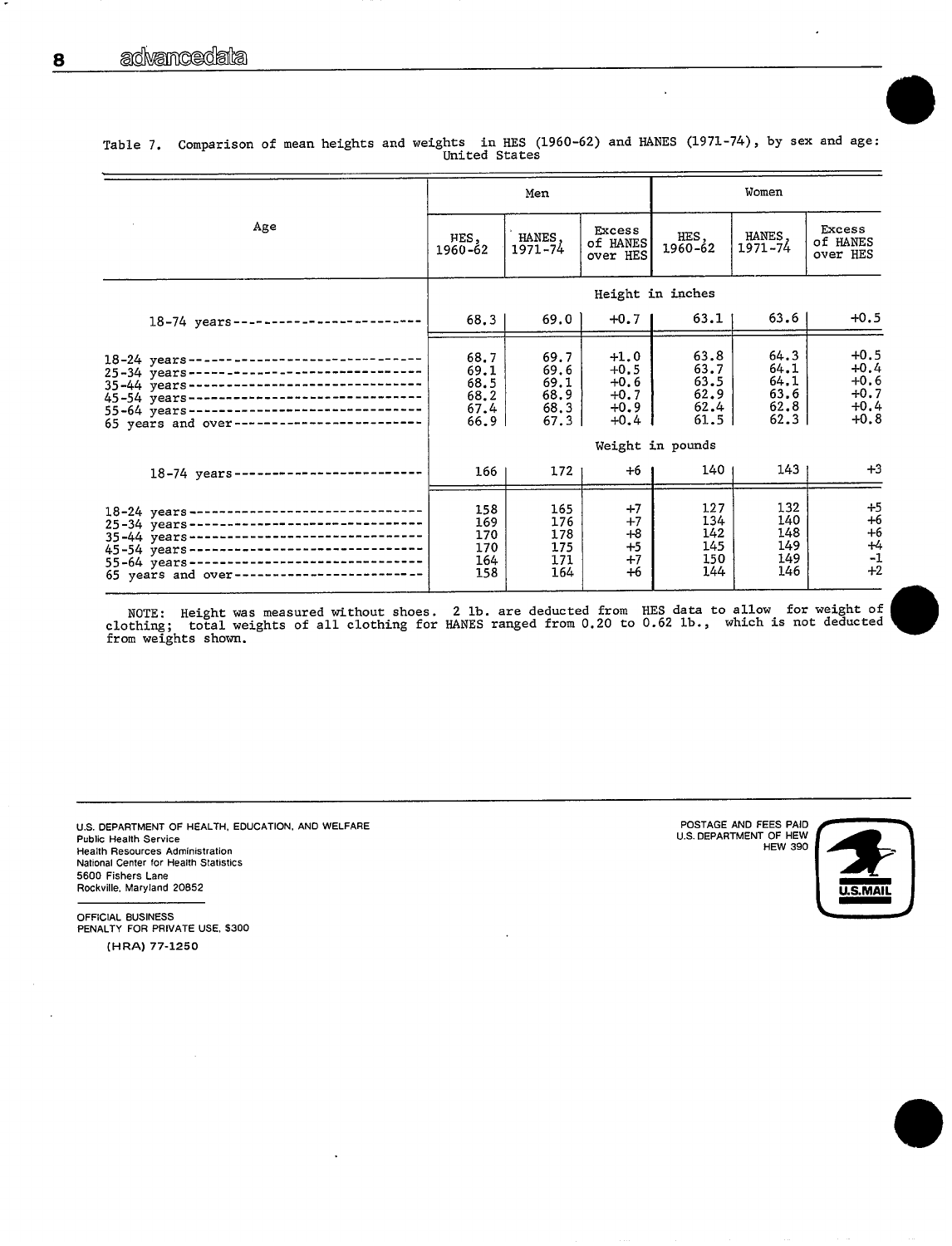Table 7. Comparison of mean heights and weights in HES (1960-62) and HANES (1971-74), by sex and age: United States

| Age | Men | | | Women | | |
|---|---|---|---|---|---|---|
| | HES, 1960-62 | HANES, 1971-74 | Excess of HANES over HES | HES, 1960-62 | HANES, 1971-74 | Excess of HANES over HES |
| | Height in inches | | | | | |
| 18-74 years | 68.3 | 69.0 | +0.7 | 63.1 | 63.6 | +0.5 |
| 18-24 years | 68.7 | 69.7 | +1.0 | 63.8 | 64.3 | +0.5 |
| 25-34 years | 69.1 | 69.6 | +0.5 | 63.7 | 64.1 | +0.4 |
| 35-44 years | 68.5 | 69.1 | +0.6 | 63.5 | 64.1 | +0.6 |
| 45-54 years | 68.2 | 68.9 | +0.7 | 62.9 | 63.6 | +0.7 |
| 55-64 years | 67.4 | 68.3 | +0.9 | 62.4 | 62.8 | +0.4 |
| 65 years and over | 66.9 | 67.3 | +0.4 | 61.5 | 62.3 | +0.8 |
| | Weight in pounds | | | | | |
| 18-74 years | 166 | 172 | +6 | 140 | 143 | +3 |
| 18-24 years | 158 | 165 | +7 | 127 | 132 | +5 |
| 25-34 years | 169 | 176 | +7 | 134 | 140 | +6 |
| 35-44 years | 170 | 178 | +8 | 142 | 148 | +6 |
| 45-54 years | 170 | 175 | +5 | 145 | 149 | +4 |
| 55-64 years | 164 | 171 | +7 | 150 | 149 | -1 |
| 65 years and over | 158 | 164 | +6 | 144 | 146 | +2 |

NOTE: Height was measured without shoes. 2 lb. are deducted from HES data to allow for weight of clothing; total weights of all clothing for HANES ranged from 0.20 to 0.62 lb., which is not deducted from weights shown.

U.S. DEPARTMENT OF HEALTH, EDUCATION, AND WELFARE
Public Health Service
Health Resources Administration
National Center for Health Statistics
5600 Fishers Lane
Rockville, Maryland 20852

OFFICIAL BUSINESS
PENALTY FOR PRIVATE USE, $300

(HRA) 77-1250

POSTAGE AND FEES PAID
U.S. DEPARTMENT OF HEW
HEW 390

U.S.MAIL